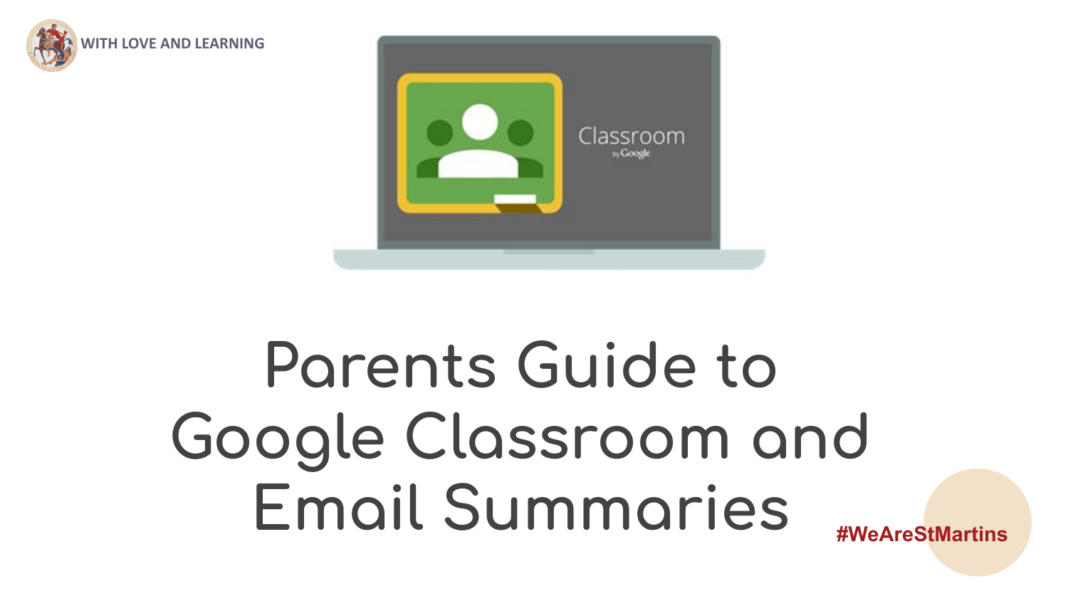WITH LOVE AND LEARNING

# Parents Guide to Google Classroom and Email Summaries

#WeAreStMartins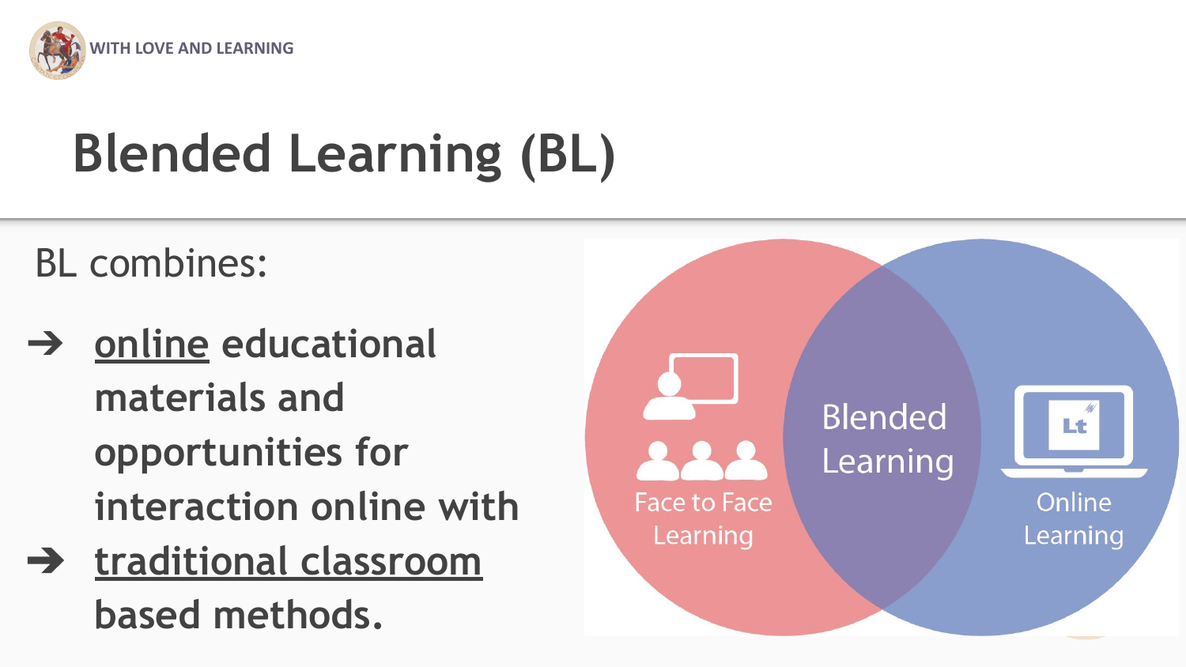# Blended Learning (BL)

BL combines:

- **<u>online</u> educational materials and opportunities for interaction online with**
- **<u>traditional classroom</u> based methods.**

Face to Face Learning

Blended Learning

Online Learning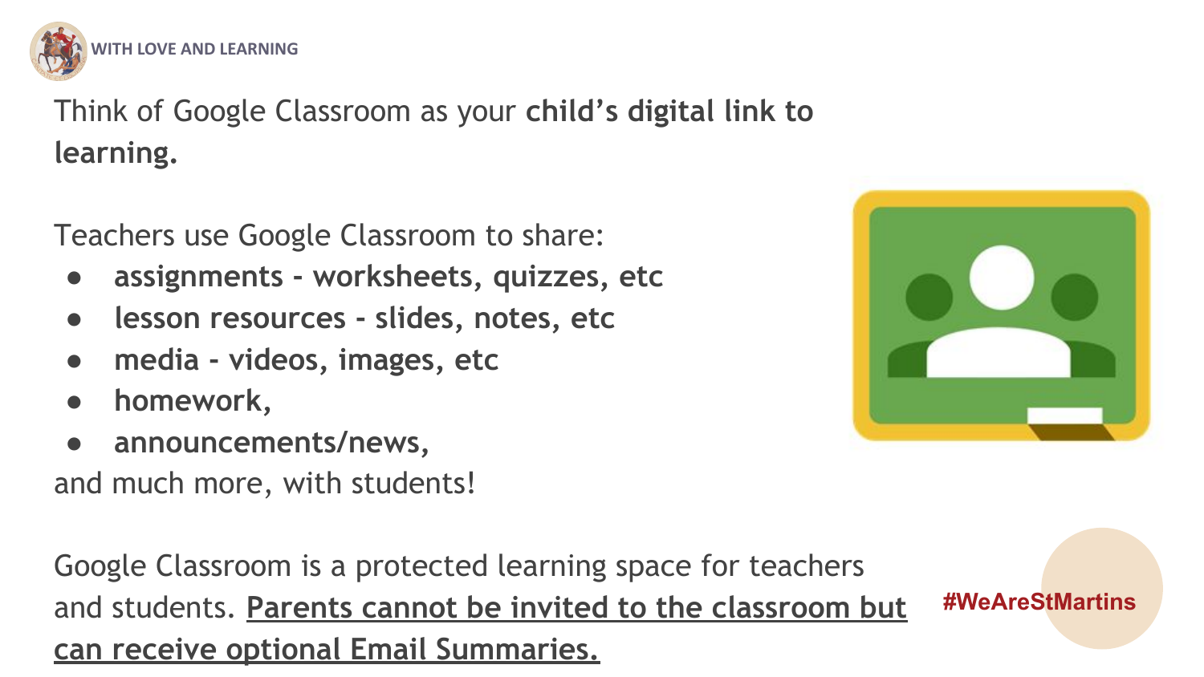Think of Google Classroom as your **child's digital link to learning.**

Teachers use Google Classroom to share:

- **assignments - worksheets, quizzes, etc**
- **lesson resources - slides, notes, etc**
- **media - videos, images, etc**
- **homework,**
- **announcements/news,**

and much more, with students!

Google Classroom is a protected learning space for teachers and students. **Parents cannot be invited to the classroom but can receive optional Email Summaries.**

#WeAreStMartins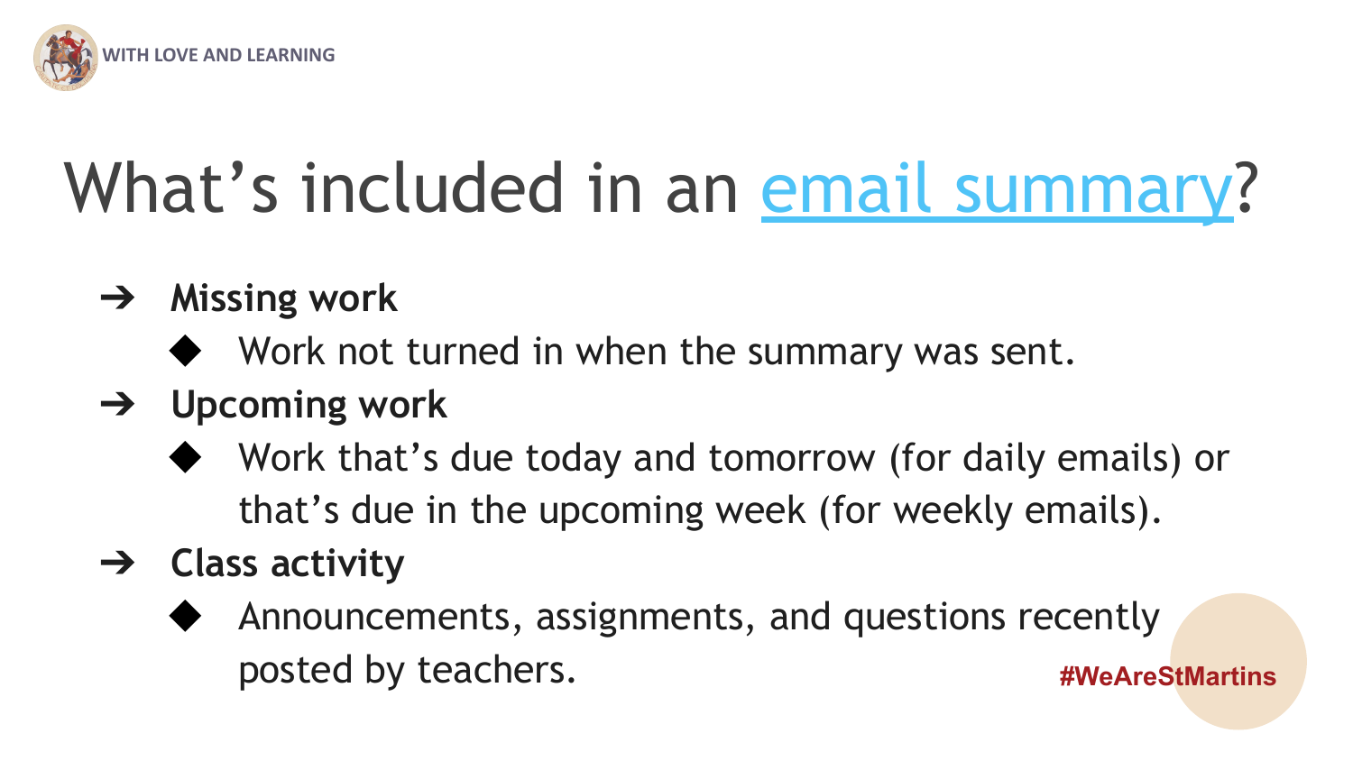WITH LOVE AND LEARNING

# What's included in an email summary?

- **Missing work**
  - Work not turned in when the summary was sent.
- **Upcoming work**
  - Work that's due today and tomorrow (for daily emails) or that's due in the upcoming week (for weekly emails).
- **Class activity**
  - Announcements, assignments, and questions recently posted by teachers.

#WeAreStMartins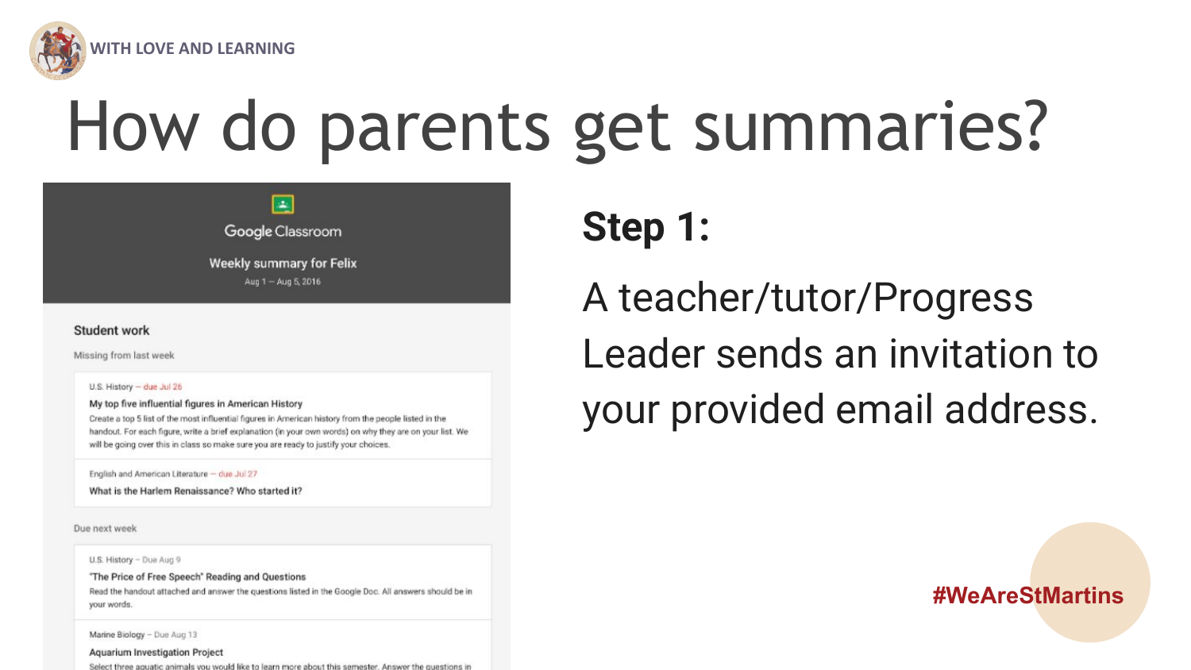WITH LOVE AND LEARNING

# How do parents get summaries?

Google Classroom

Weekly summary for Felix

Aug 1 – Aug 5, 2016

**Student work**

Missing from last week

U.S. History – due Jul 26

My top five influential figures in American History

Create a top 5 list of the most influential figures in American history from the people listed in the handout. For each figure, write a brief explanation (in your own words) on why they are on your list. We will be going over this in class so make sure you are ready to justify your choices.

English and American Literature – due Jul 27

What is the Harlem Renaissance? Who started it?

Due next week

U.S. History – Due Aug 9

"The Price of Free Speech" Reading and Questions

Read the handout attached and answer the questions listed in the Google Doc. All answers should be in your words.

Marine Biology – Due Aug 13

Aquarium Investigation Project

Select three aquatic animals you would like to learn more about this semester. Answer the questions in

## Step 1:

A teacher/tutor/Progress Leader sends an invitation to your provided email address.

#WeAreStMartins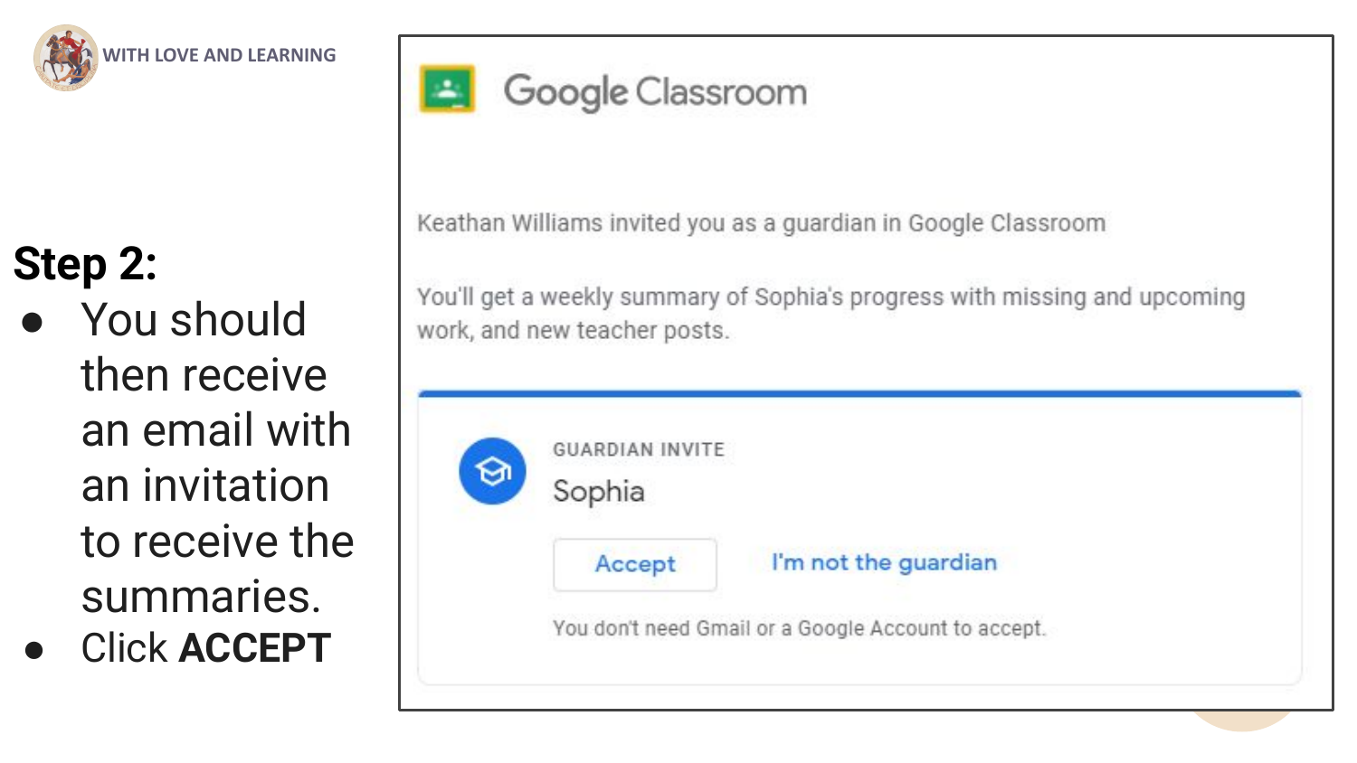WITH LOVE AND LEARNING

**Step 2:**

- You should then receive an email with an invitation to receive the summaries.
- Click **ACCEPT**

Google Classroom

Keathan Williams invited you as a guardian in Google Classroom

You'll get a weekly summary of Sophia's progress with missing and upcoming work, and new teacher posts.

GUARDIAN INVITE

Sophia

Accept    I'm not the guardian

You don't need Gmail or a Google Account to accept.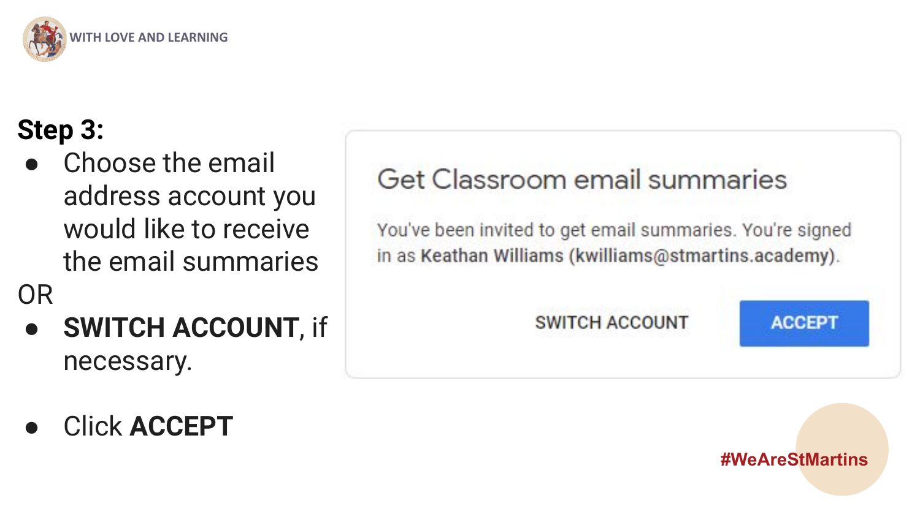**Step 3:**

- Choose the email address account you would like to receive the email summaries

OR

- **SWITCH ACCOUNT**, if necessary.

- Click **ACCEPT**

Get Classroom email summaries

You've been invited to get email summaries. You're signed in as **Keathan Williams (kwilliams@stmartins.academy)**.

SWITCH ACCOUNT ACCEPT

#WeAreStMartins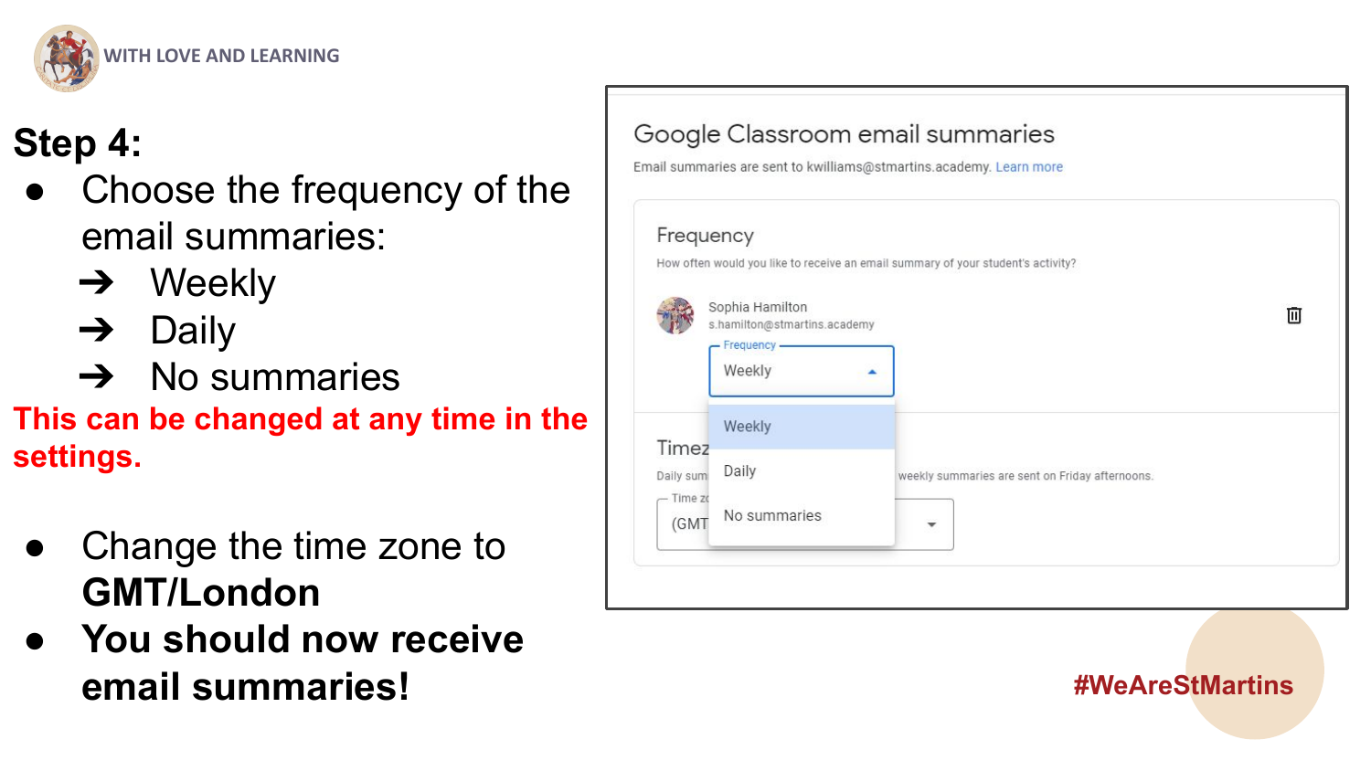WITH LOVE AND LEARNING

## Step 4:

- Choose the frequency of the email summaries:
  - ➔ Weekly
  - ➔ Daily
  - ➔ No summaries

**This can be changed at any time in the settings.**

- Change the time zone to **GMT/London**
- **You should now receive email summaries!**

Google Classroom email summaries

Email summaries are sent to kwilliams@stmartins.academy. Learn more

Frequency

How often would you like to receive an email summary of your student's activity?

Sophia Hamilton
s.hamilton@stmartins.academy

Frequency
Weekly

Weekly
Daily
No summaries

Timez...
Daily sum... weekly summaries are sent on Friday afternoons.

Time zo...
(GMT

#WeAreStMartins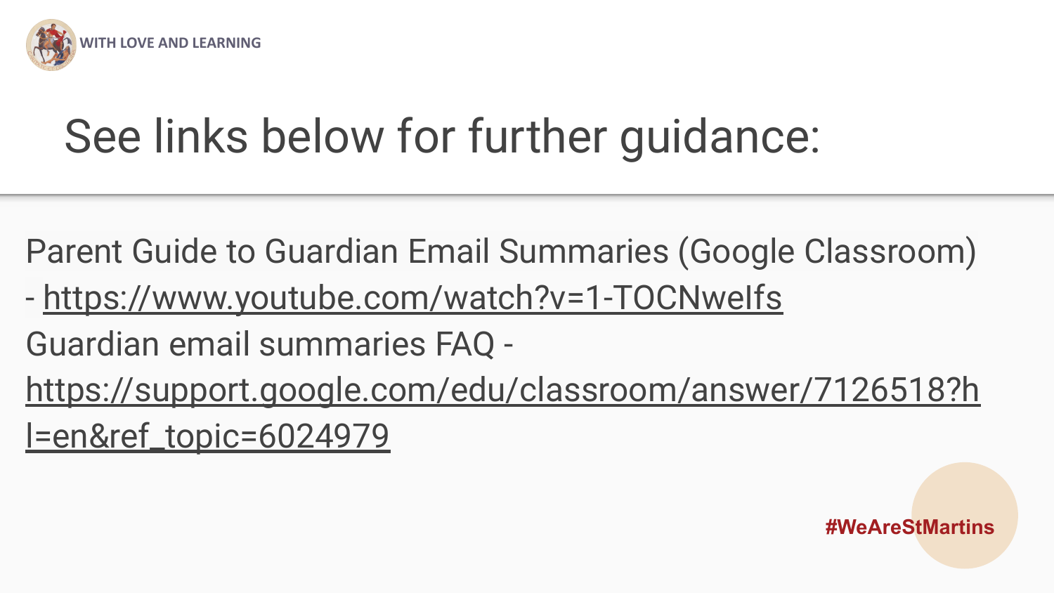WITH LOVE AND LEARNING

# See links below for further guidance:

Parent Guide to Guardian Email Summaries (Google Classroom) - https://www.youtube.com/watch?v=1-TOCNwelfs

Guardian email summaries FAQ - https://support.google.com/edu/classroom/answer/7126518?hl=en&ref_topic=6024979

#WeAreStMartins